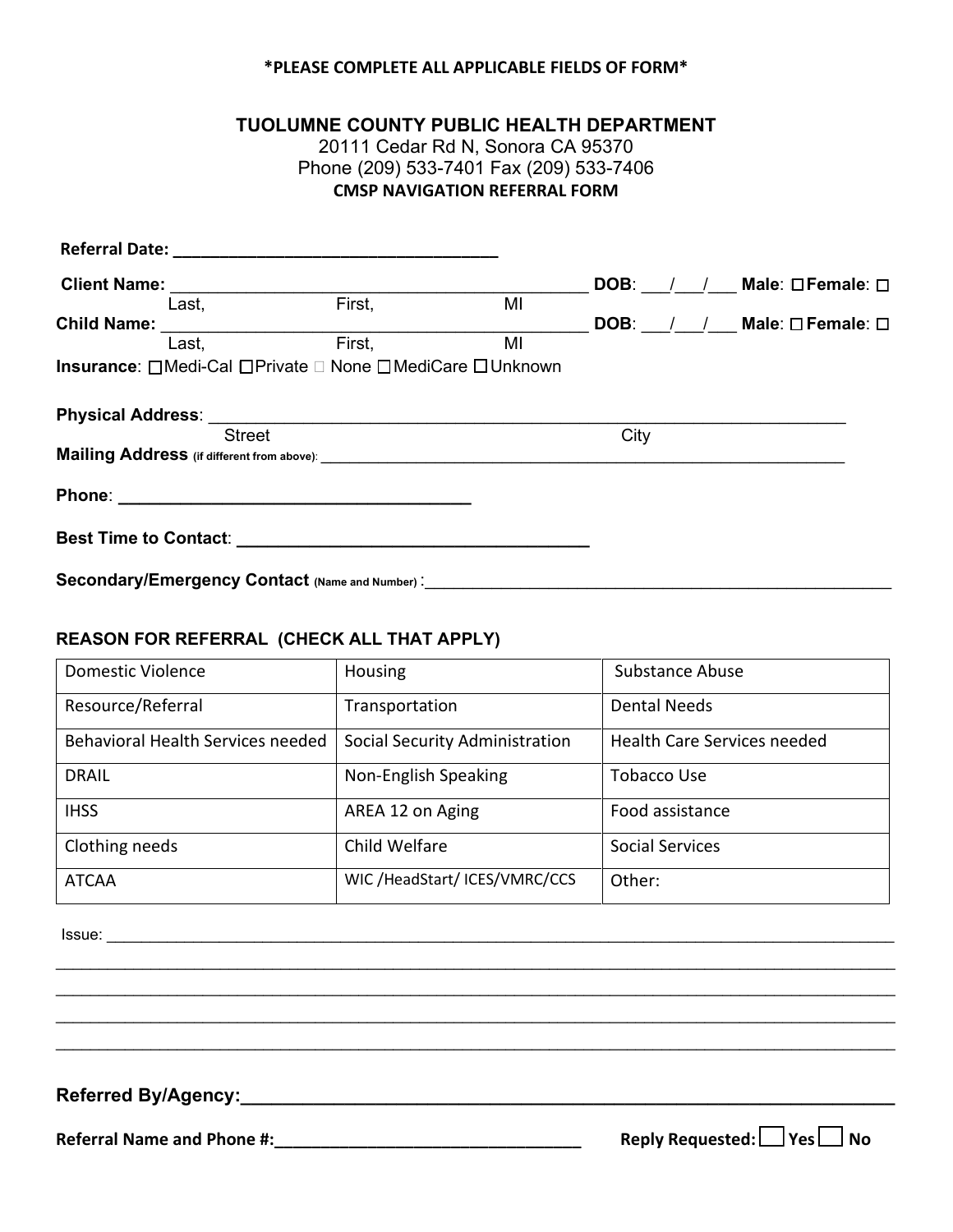**\*PLEASE COMPLETE ALL APPLICABLE FIELDS OF FORM\***

# TUOLUMNE COUNTY PUBLIC HEALTH DEPARTMENT

20111 Cedar Rd N, Sonora CA 95370
Phone (209) 533-7401 Fax (209) 533-7406

**CMSP NAVIGATION REFERRAL FORM**

**Referral Date:** ___________________________________

**Client Name:** ____________________________________________ **DOB**: ___/___/___ **Male**: ☐ **Female**: ☐
Last, First, MI

**Child Name:** ____________________________________________ **DOB**: ___/___/___ **Male**: ☐ **Female**: ☐
Last, First, MI

**Insurance**: ☐Medi-Cal ☐Private ☐ None ☐MediCare ☐Unknown

**Physical Address**: _____________________________________________________________________
Street City

**Mailing Address** (if different from above): ___________________________________________________________

**Phone**: ____________________________________

**Best Time to Contact**: ____________________________________

**Secondary/Emergency Contact** (Name and Number) :___________________________________________________

## REASON FOR REFERRAL (CHECK ALL THAT APPLY)

| | | |
|---|---|---|
| Domestic Violence | Housing | Substance Abuse |
| Resource/Referral | Transportation | Dental Needs |
| Behavioral Health Services needed | Social Security Administration | Health Care Services needed |
| DRAIL | Non-English Speaking | Tobacco Use |
| IHSS | AREA 12 on Aging | Food assistance |
| Clothing needs | Child Welfare | Social Services |
| ATCAA | WIC /HeadStart/ ICES/VMRC/CCS | Other: |

Issue: _____________________________________________________________________________________
_____________________________________________________________________________________________
_____________________________________________________________________________________________
_____________________________________________________________________________________________
_____________________________________________________________________________________________

**Referred By/Agency:**_________________________________________________________________

**Referral Name and Phone #:**_________________________________ **Reply Requested:** ☐ **Yes** ☐ **No**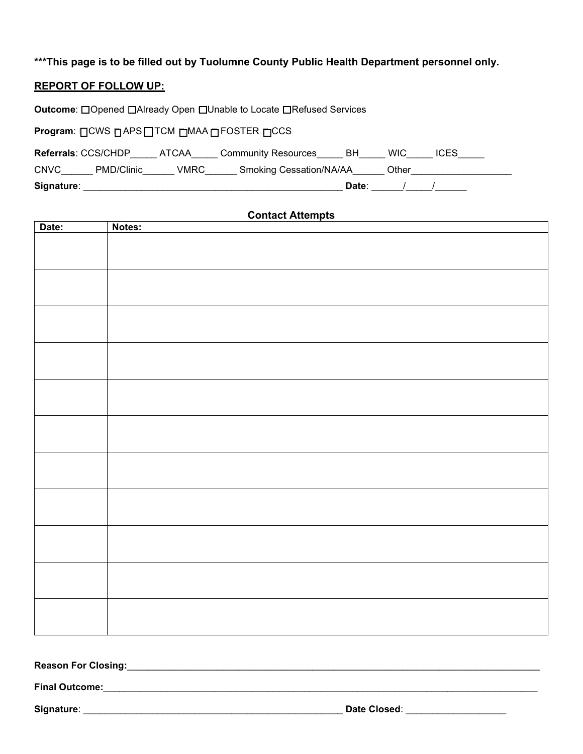***This page is to be filled out by Tuolumne County Public Health Department personnel only.**

**REPORT OF FOLLOW UP:**

**Outcome**: ☐Opened ☐Already Open ☐Unable to Locate ☐Refused Services

**Program**: ☐CWS ☐APS ☐TCM ☐MAA ☐FOSTER ☐CCS

**Referrals**: CCS/CHDP_____ ATCAA_____ Community Resources_____ BH_____ WIC_____ ICES_____

CNVC______ PMD/Clinic______ VMRC______ Smoking Cessation/NA/AA______ Other___________________

**Signature**: __________________________________________________ **Date**: ______/_____/______

**Contact Attempts**

| Date: | Notes: |
|---|---|
| | |
| | |
| | |
| | |
| | |
| | |
| | |
| | |
| | |
| | |
| | |

**Reason For Closing:**__________________________________________________________________________________

**Final Outcome:**____________________________________________________________________________________

**Signature**: ___________________________________________________ **Date Closed**: ___________________